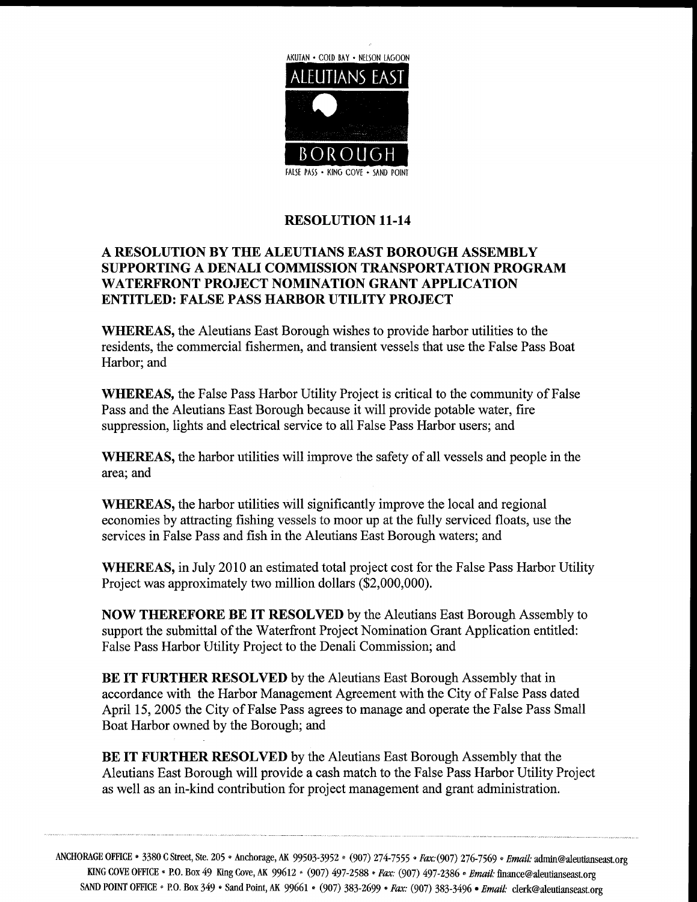AKUTAN • COLD BAY • NELSON LAGOON

ALEUTIANS EAST

BOROUGH

FALSE PASS • KING COVE • SAND POINT

# RESOLUTION 11-14

## A RESOLUTION BY THE ALEUTIANS EAST BOROUGH ASSEMBLY SUPPORTING A DENALI COMMISSION TRANSPORTATION PROGRAM WATERFRONT PROJECT NOMINATION GRANT APPLICATION ENTITLED: FALSE PASS HARBOR UTILITY PROJECT

**WHEREAS,** the Aleutians East Borough wishes to provide harbor utilities to the residents, the commercial fishermen, and transient vessels that use the False Pass Boat Harbor; and

**WHEREAS,** the False Pass Harbor Utility Project is critical to the community of False Pass and the Aleutians East Borough because it will provide potable water, fire suppression, lights and electrical service to all False Pass Harbor users; and

**WHEREAS,** the harbor utilities will improve the safety of all vessels and people in the area; and

**WHEREAS,** the harbor utilities will significantly improve the local and regional economies by attracting fishing vessels to moor up at the fully serviced floats, use the services in False Pass and fish in the Aleutians East Borough waters; and

**WHEREAS,** in July 2010 an estimated total project cost for the False Pass Harbor Utility Project was approximately two million dollars ($2,000,000).

**NOW THEREFORE BE IT RESOLVED** by the Aleutians East Borough Assembly to support the submittal of the Waterfront Project Nomination Grant Application entitled: False Pass Harbor Utility Project to the Denali Commission; and

**BE IT FURTHER RESOLVED** by the Aleutians East Borough Assembly that in accordance with the Harbor Management Agreement with the City of False Pass dated April 15, 2005 the City of False Pass agrees to manage and operate the False Pass Small Boat Harbor owned by the Borough; and

**BE IT FURTHER RESOLVED** by the Aleutians East Borough Assembly that the Aleutians East Borough will provide a cash match to the False Pass Harbor Utility Project as well as an in-kind contribution for project management and grant administration.

ANCHORAGE OFFICE • 3380 C Street, Ste. 205 • Anchorage, AK 99503-3952 • (907) 274-7555 • *Fax:* (907) 276-7569 • *Email:* admin@aleutianseast.org
KING COVE OFFICE • P.O. Box 49 King Cove, AK 99612 • (907) 497-2588 • *Fax:* (907) 497-2386 • *Email:* finance@aleutianseast.org
SAND POINT OFFICE • P.O. Box 349 • Sand Point, AK 99661 • (907) 383-2699 • *Fax:* (907) 383-3496 • *Email:* clerk@aleutianseast.org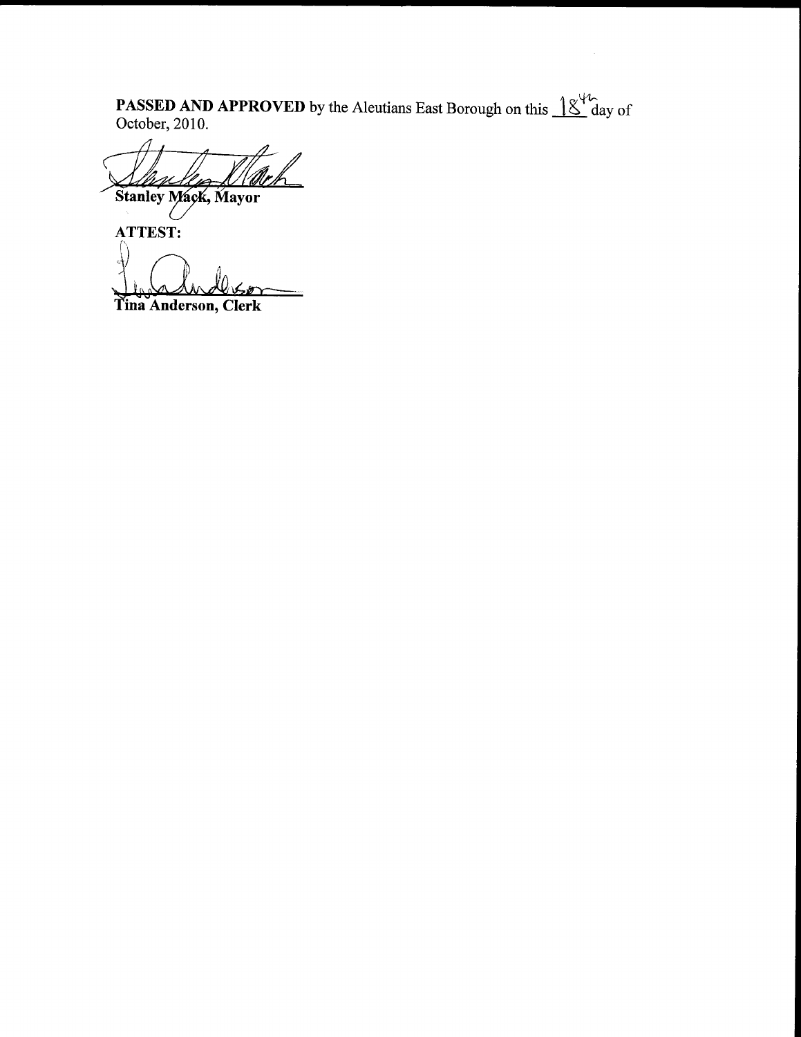**PASSED AND APPROVED** by the Aleutians East Borough on this 18th day of October, 2010.

**Stanley Mack, Mayor**

**ATTEST:**

**Tina Anderson, Clerk**